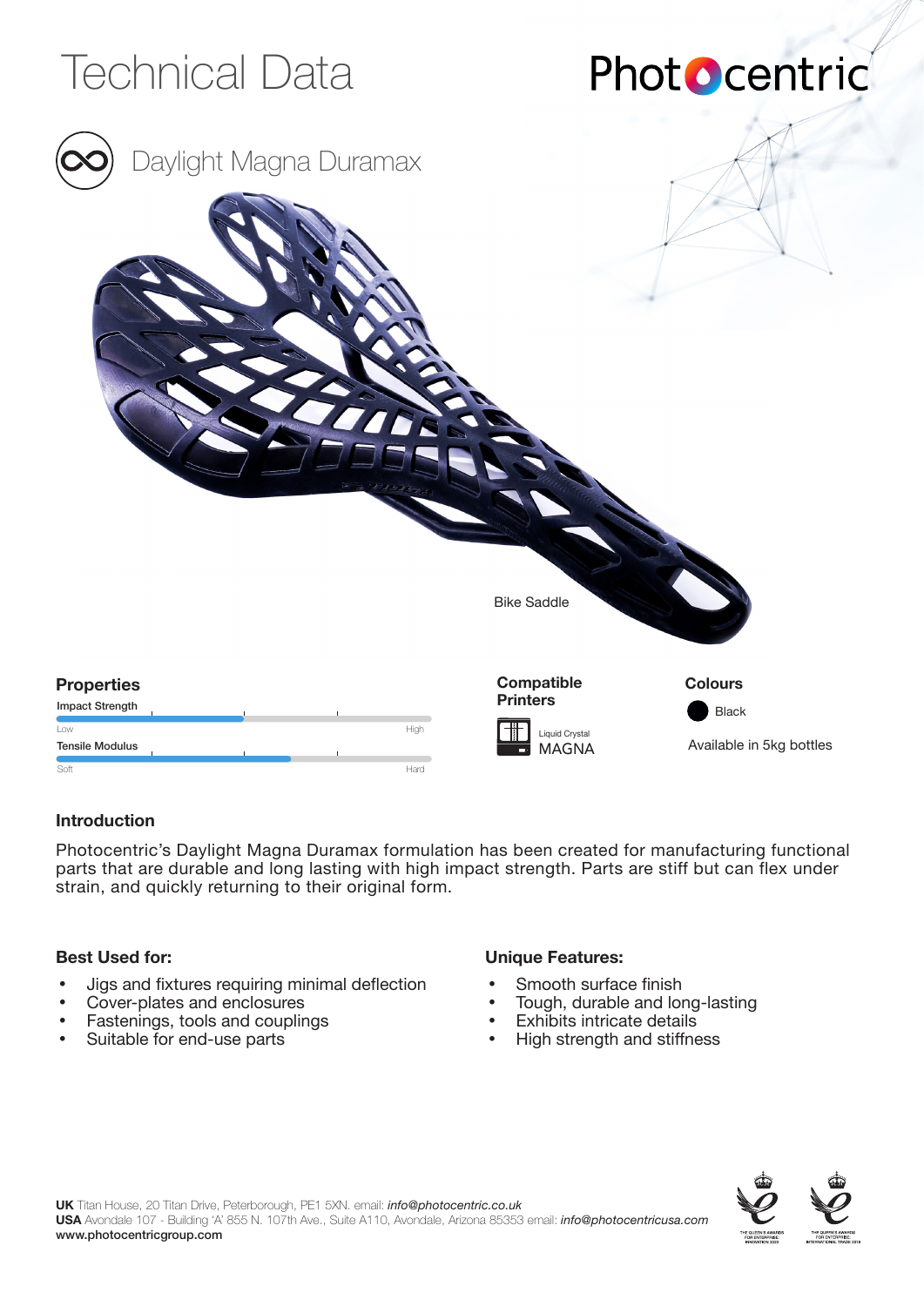# Technical Data

Photocentric

## Daylight Magna Duramax

Bike Saddle

### Properties

Impact Strength

Low — High

Tensile Modulus

Soft — Hard

### Compatible Printers

Liquid Crystal MAGNA

### Colours

Black

Available in 5kg bottles

### Introduction

Photocentric's Daylight Magna Duramax formulation has been created for manufacturing functional parts that are durable and long lasting with high impact strength. Parts are stiff but can flex under strain, and quickly returning to their original form.

### Best Used for:

- Jigs and fixtures requiring minimal deflection
- Cover-plates and enclosures
- Fastenings, tools and couplings
- Suitable for end-use parts

### Unique Features:

- Smooth surface finish
- Tough, durable and long-lasting
- Exhibits intricate details
- High strength and stiffness

**UK** Titan House, 20 Titan Drive, Peterborough, PE1 5XN. email: *info@photocentric.co.uk*
**USA** Avondale 107 - Building 'A' 855 N. 107th Ave., Suite A110, Avondale, Arizona 85353 email: *info@photocentricusa.com*
**www.photocentricgroup.com**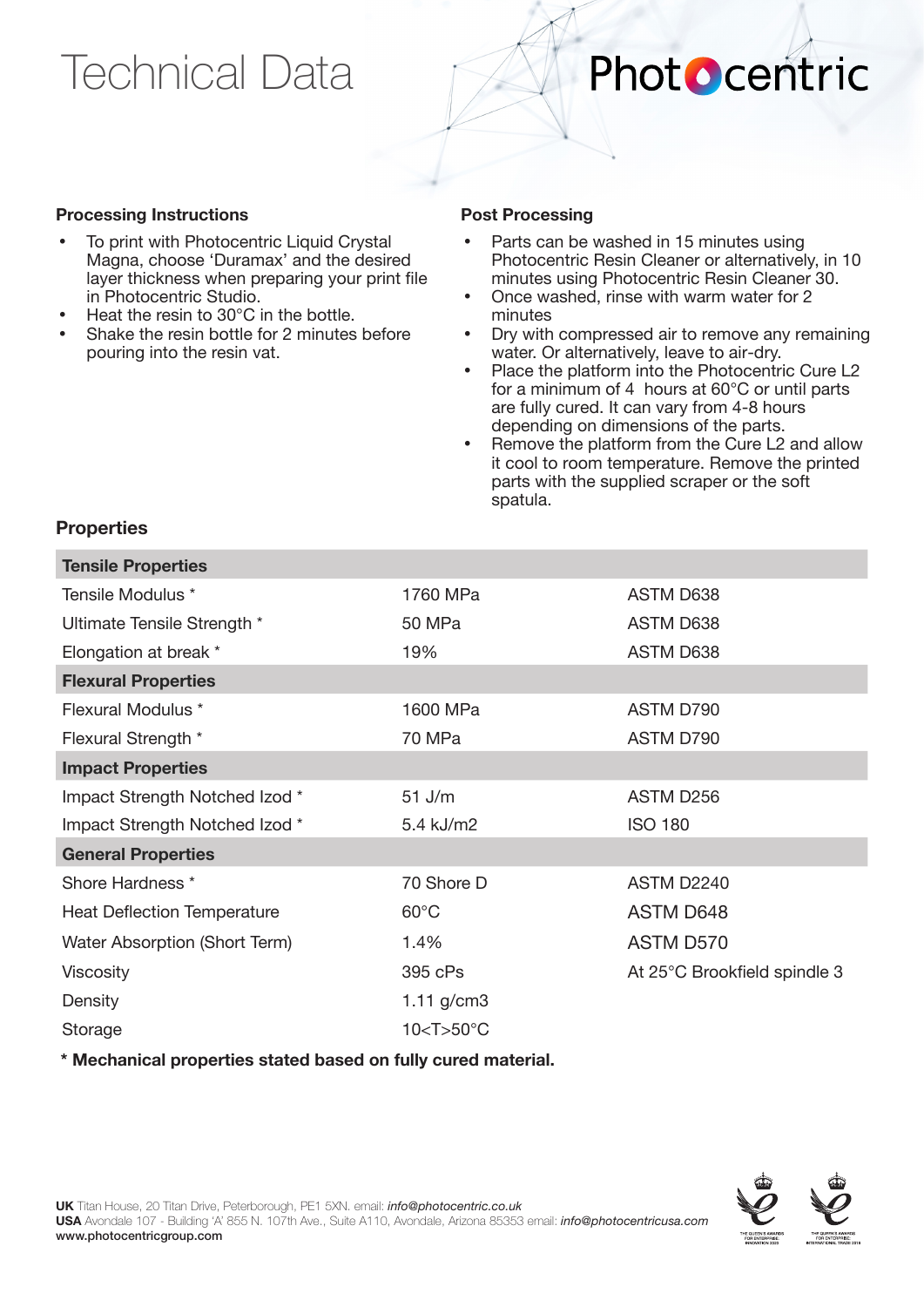# Technical Data

Photocentric

### Processing Instructions

- To print with Photocentric Liquid Crystal Magna, choose 'Duramax' and the desired layer thickness when preparing your print file in Photocentric Studio.
- Heat the resin to 30°C in the bottle.
- Shake the resin bottle for 2 minutes before pouring into the resin vat.

### Post Processing

- Parts can be washed in 15 minutes using Photocentric Resin Cleaner or alternatively, in 10 minutes using Photocentric Resin Cleaner 30.
- Once washed, rinse with warm water for 2 minutes
- Dry with compressed air to remove any remaining water. Or alternatively, leave to air-dry.
- Place the platform into the Photocentric Cure L2 for a minimum of 4 hours at 60°C or until parts are fully cured. It can vary from 4-8 hours depending on dimensions of the parts.
- Remove the platform from the Cure L2 and allow it cool to room temperature. Remove the printed parts with the supplied scraper or the soft spatula.

### Properties

| | | |
|---|---|---|
| **Tensile Properties** | | |
| Tensile Modulus * | 1760 MPa | ASTM D638 |
| Ultimate Tensile Strength * | 50 MPa | ASTM D638 |
| Elongation at break * | 19% | ASTM D638 |
| **Flexural Properties** | | |
| Flexural Modulus * | 1600 MPa | ASTM D790 |
| Flexural Strength * | 70 MPa | ASTM D790 |
| **Impact Properties** | | |
| Impact Strength Notched Izod * | 51 J/m | ASTM D256 |
| Impact Strength Notched Izod * | 5.4 kJ/m2 | ISO 180 |
| **General Properties** | | |
| Shore Hardness * | 70 Shore D | ASTM D2240 |
| Heat Deflection Temperature | 60°C | ASTM D648 |
| Water Absorption (Short Term) | 1.4% | ASTM D570 |
| Viscosity | 395 cPs | At 25°C Brookfield spindle 3 |
| Density | 1.11 g/cm3 | |
| Storage | 10<T>50°C | |

**\* Mechanical properties stated based on fully cured material.**

**UK** Titan House, 20 Titan Drive, Peterborough, PE1 5XN. email: *info@photocentric.co.uk*
**USA** Avondale 107 - Building 'A' 855 N. 107th Ave., Suite A110, Avondale, Arizona 85353 email: *info@photocentricusa.com*
www.photocentricgroup.com